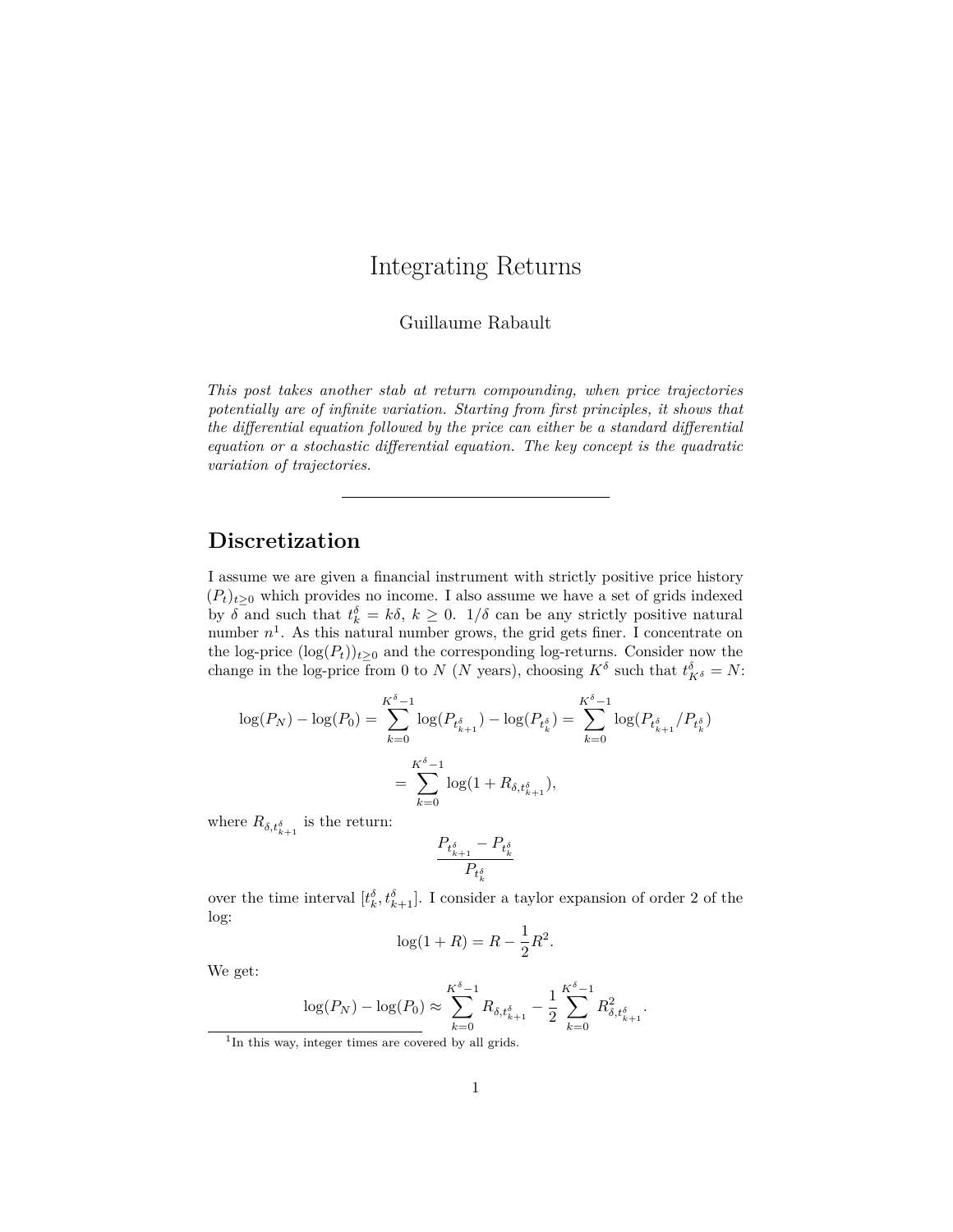# Integrating Returns

Guillaume Rabault

*This post takes another stab at return compounding, when price trajectories potentially are of infinite variation. Starting from first principles, it shows that the differential equation followed by the price can either be a standard differential equation or a stochastic differential equation. The key concept is the quadratic variation of trajectories.*

---

## Discretization

I assume we are given a financial instrument with strictly positive price history $(P_t)_{t\geq 0}$ which provides no income. I also assume we have a set of grids indexed by $\delta$ and such that $t_k^\delta = k\delta$, $k \geq 0$. $1/\delta$ can be any strictly positive natural number $n$[1]. As this natural number grows, the grid gets finer. I concentrate on the log-price $(\log(P_t))_{t\geq 0}$ and the corresponding log-returns. Consider now the change in the log-price from 0 to $N$ ($N$ years), choosing $K^\delta$ such that $t_{K^\delta}^\delta = N$:

$$\log(P_N) - \log(P_0) = \sum_{k=0}^{K^\delta - 1} \log(P_{t_{k+1}^\delta}) - \log(P_{t_k^\delta}) = \sum_{k=0}^{K^\delta - 1} \log(P_{t_{k+1}^\delta}/P_{t_k^\delta})$$

$$= \sum_{k=0}^{K^\delta - 1} \log(1 + R_{\delta, t_{k+1}^\delta}),$$

where $R_{\delta, t_{k+1}^\delta}$ is the return:

$$\frac{P_{t_{k+1}^\delta} - P_{t_k^\delta}}{P_{t_k^\delta}}$$

over the time interval $[t_k^\delta, t_{k+1}^\delta]$. I consider a taylor expansion of order 2 of the log:

$$\log(1 + R) = R - \frac{1}{2}R^2.$$

We get:

$$\log(P_N) - \log(P_0) \approx \sum_{k=0}^{K^\delta - 1} R_{\delta, t_{k+1}^\delta} - \frac{1}{2}\sum_{k=0}^{K^\delta - 1} R^2_{\delta, t_{k+1}^\delta}.$$

[1] In this way, integer times are covered by all grids.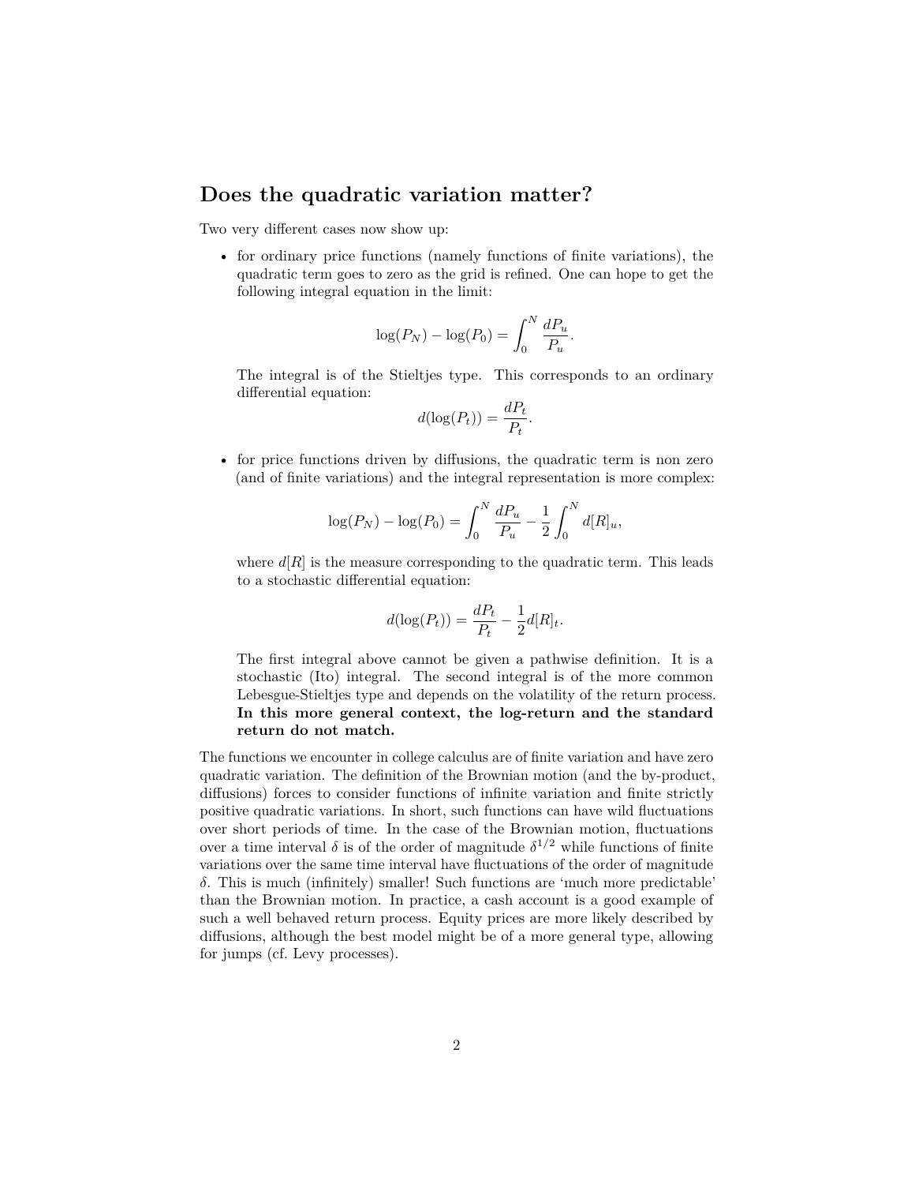## Does the quadratic variation matter?

Two very different cases now show up:

- for ordinary price functions (namely functions of finite variations), the quadratic term goes to zero as the grid is refined. One can hope to get the following integral equation in the limit:

  $$\log(P_N) - \log(P_0) = \int_0^N \frac{dP_u}{P_u}.$$

  The integral is of the Stieltjes type. This corresponds to an ordinary differential equation:

  $$d(\log(P_t)) = \frac{dP_t}{P_t}.$$

- for price functions driven by diffusions, the quadratic term is non zero (and of finite variations) and the integral representation is more complex:

  $$\log(P_N) - \log(P_0) = \int_0^N \frac{dP_u}{P_u} - \frac{1}{2}\int_0^N d[R]_u,$$

  where $d[R]$ is the measure corresponding to the quadratic term. This leads to a stochastic differential equation:

  $$d(\log(P_t)) = \frac{dP_t}{P_t} - \frac{1}{2} d[R]_t.$$

  The first integral above cannot be given a pathwise definition. It is a stochastic (Ito) integral. The second integral is of the more common Lebesgue-Stieltjes type and depends on the volatility of the return process. **In this more general context, the log-return and the standard return do not match.**

The functions we encounter in college calculus are of finite variation and have zero quadratic variation. The definition of the Brownian motion (and the by-product, diffusions) forces to consider functions of infinite variation and finite strictly positive quadratic variations. In short, such functions can have wild fluctuations over short periods of time. In the case of the Brownian motion, fluctuations over a time interval $\delta$ is of the order of magnitude $\delta^{1/2}$ while functions of finite variations over the same time interval have fluctuations of the order of magnitude $\delta$. This is much (infinitely) smaller! Such functions are 'much more predictable' than the Brownian motion. In practice, a cash account is a good example of such a well behaved return process. Equity prices are more likely described by diffusions, although the best model might be of a more general type, allowing for jumps (cf. Levy processes).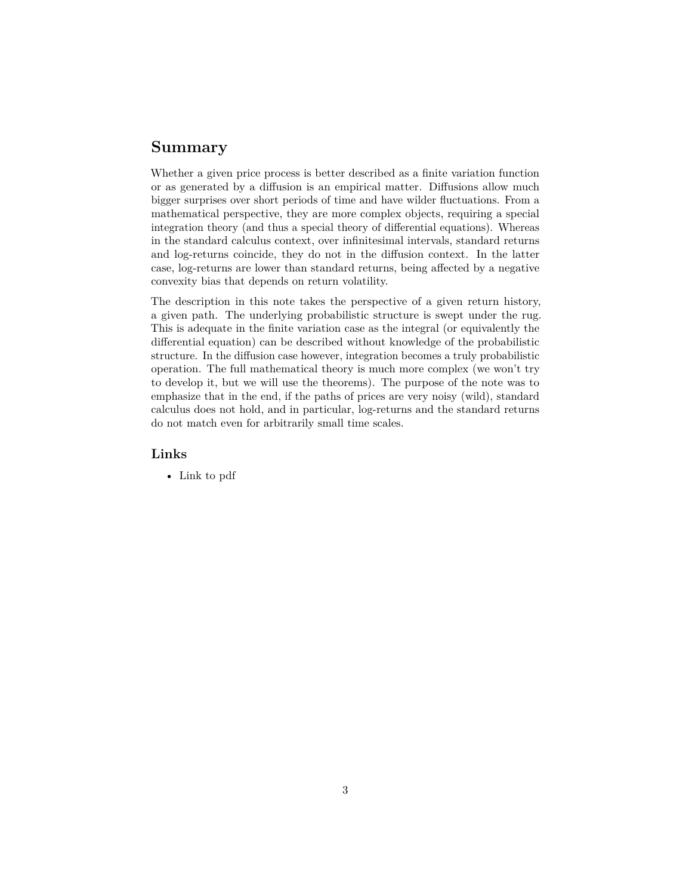## Summary

Whether a given price process is better described as a finite variation function or as generated by a diffusion is an empirical matter. Diffusions allow much bigger surprises over short periods of time and have wilder fluctuations. From a mathematical perspective, they are more complex objects, requiring a special integration theory (and thus a special theory of differential equations). Whereas in the standard calculus context, over infinitesimal intervals, standard returns and log-returns coincide, they do not in the diffusion context. In the latter case, log-returns are lower than standard returns, being affected by a negative convexity bias that depends on return volatility.

The description in this note takes the perspective of a given return history, a given path. The underlying probabilistic structure is swept under the rug. This is adequate in the finite variation case as the integral (or equivalently the differential equation) can be described without knowledge of the probabilistic structure. In the diffusion case however, integration becomes a truly probabilistic operation. The full mathematical theory is much more complex (we won't try to develop it, but we will use the theorems). The purpose of the note was to emphasize that in the end, if the paths of prices are very noisy (wild), standard calculus does not hold, and in particular, log-returns and the standard returns do not match even for arbitrarily small time scales.

### Links

- Link to pdf